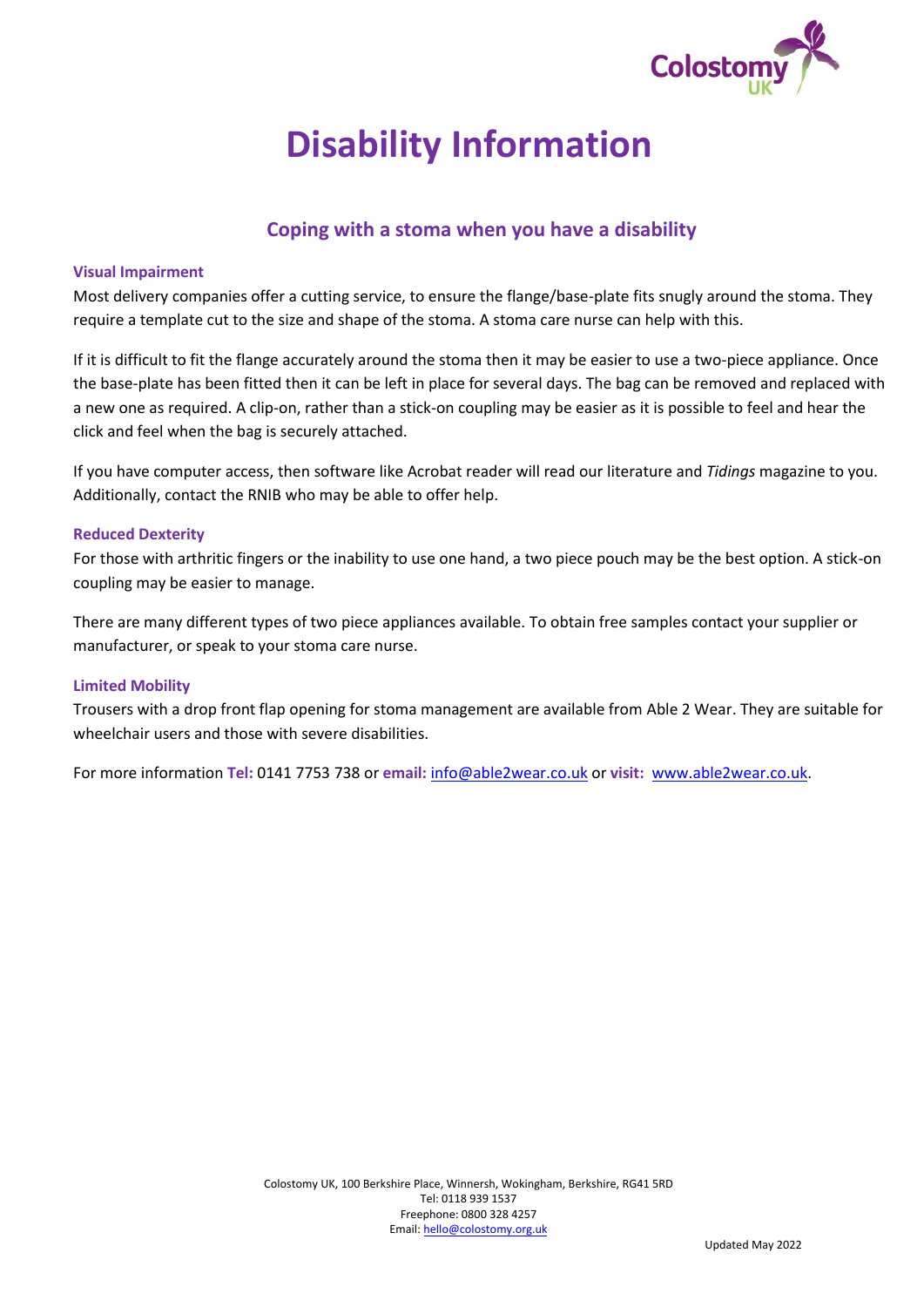# Disability Information

## Coping with a stoma when you have a disability

### Visual Impairment

Most delivery companies offer a cutting service, to ensure the flange/base-plate fits snugly around the stoma. They require a template cut to the size and shape of the stoma. A stoma care nurse can help with this.

If it is difficult to fit the flange accurately around the stoma then it may be easier to use a two-piece appliance. Once the base-plate has been fitted then it can be left in place for several days. The bag can be removed and replaced with a new one as required. A clip-on, rather than a stick-on coupling may be easier as it is possible to feel and hear the click and feel when the bag is securely attached.

If you have computer access, then software like Acrobat reader will read our literature and *Tidings* magazine to you. Additionally, contact the RNIB who may be able to offer help.

### Reduced Dexterity

For those with arthritic fingers or the inability to use one hand, a two piece pouch may be the best option. A stick-on coupling may be easier to manage.

There are many different types of two piece appliances available. To obtain free samples contact your supplier or manufacturer, or speak to your stoma care nurse.

### Limited Mobility

Trousers with a drop front flap opening for stoma management are available from Able 2 Wear. They are suitable for wheelchair users and those with severe disabilities.

For more information **Tel:** 0141 7753 738 or **email:** info@able2wear.co.uk or **visit:** www.able2wear.co.uk.

Colostomy UK, 100 Berkshire Place, Winnersh, Wokingham, Berkshire, RG41 5RD
Tel: 0118 939 1537
Freephone: 0800 328 4257
Email: hello@colostomy.org.uk

Updated May 2022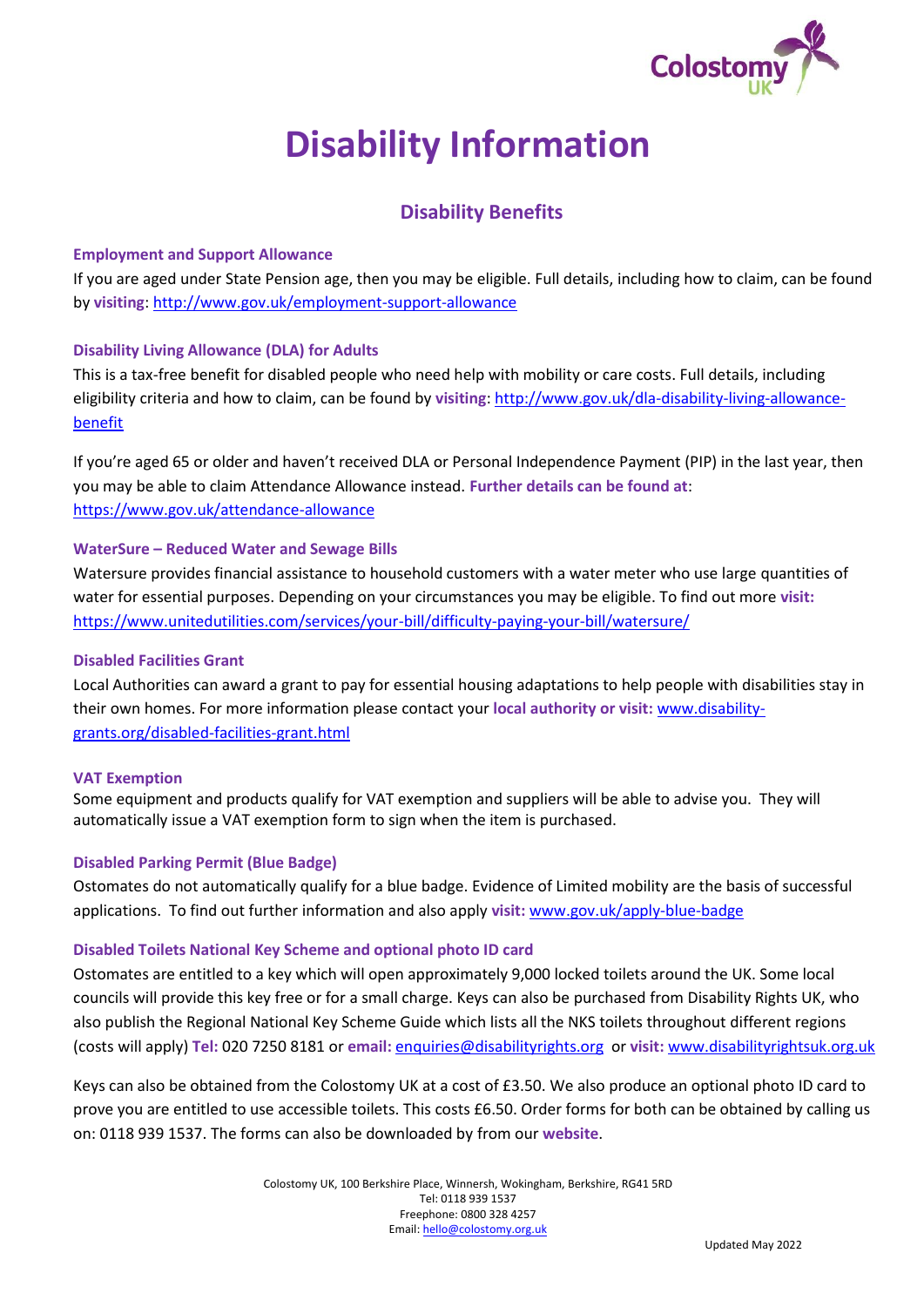# Disability Information

## Disability Benefits

### Employment and Support Allowance

If you are aged under State Pension age, then you may be eligible. Full details, including how to claim, can be found by **visiting**: http://www.gov.uk/employment-support-allowance

### Disability Living Allowance (DLA) for Adults

This is a tax-free benefit for disabled people who need help with mobility or care costs. Full details, including eligibility criteria and how to claim, can be found by **visiting**: http://www.gov.uk/dla-disability-living-allowance-benefit

If you're aged 65 or older and haven't received DLA or Personal Independence Payment (PIP) in the last year, then you may be able to claim Attendance Allowance instead. **Further details can be found at**: https://www.gov.uk/attendance-allowance

### WaterSure – Reduced Water and Sewage Bills

Watersure provides financial assistance to household customers with a water meter who use large quantities of water for essential purposes. Depending on your circumstances you may be eligible. To find out more **visit:** https://www.unitedutilities.com/services/your-bill/difficulty-paying-your-bill/watersure/

### Disabled Facilities Grant

Local Authorities can award a grant to pay for essential housing adaptations to help people with disabilities stay in their own homes. For more information please contact your **local authority or visit:** www.disability-grants.org/disabled-facilities-grant.html

### VAT Exemption

Some equipment and products qualify for VAT exemption and suppliers will be able to advise you. They will automatically issue a VAT exemption form to sign when the item is purchased.

### Disabled Parking Permit (Blue Badge)

Ostomates do not automatically qualify for a blue badge. Evidence of Limited mobility are the basis of successful applications. To find out further information and also apply **visit:** www.gov.uk/apply-blue-badge

### Disabled Toilets National Key Scheme and optional photo ID card

Ostomates are entitled to a key which will open approximately 9,000 locked toilets around the UK. Some local councils will provide this key free or for a small charge. Keys can also be purchased from Disability Rights UK, who also publish the Regional National Key Scheme Guide which lists all the NKS toilets throughout different regions (costs will apply) **Tel:** 020 7250 8181 or **email:** enquiries@disabilityrights.org or **visit:** www.disabilityrightsuk.org.uk

Keys can also be obtained from the Colostomy UK at a cost of £3.50. We also produce an optional photo ID card to prove you are entitled to use accessible toilets. This costs £6.50. Order forms for both can be obtained by calling us on: 0118 939 1537. The forms can also be downloaded by from our **website**.

Colostomy UK, 100 Berkshire Place, Winnersh, Wokingham, Berkshire, RG41 5RD
Tel: 0118 939 1537
Freephone: 0800 328 4257
Email: hello@colostomy.org.uk

Updated May 2022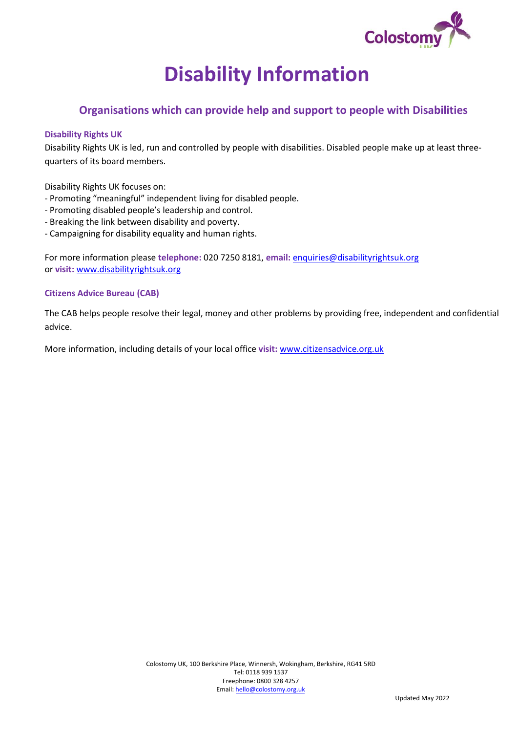# Disability Information

## Organisations which can provide help and support to people with Disabilities

### Disability Rights UK

Disability Rights UK is led, run and controlled by people with disabilities. Disabled people make up at least three-quarters of its board members.

Disability Rights UK focuses on:
- Promoting "meaningful" independent living for disabled people.
- Promoting disabled people's leadership and control.
- Breaking the link between disability and poverty.
- Campaigning for disability equality and human rights.

For more information please **telephone:** 020 7250 8181, **email:** enquiries@disabilityrightsuk.org or **visit:** www.disabilityrightsuk.org

### Citizens Advice Bureau (CAB)

The CAB helps people resolve their legal, money and other problems by providing free, independent and confidential advice.

More information, including details of your local office **visit:** www.citizensadvice.org.uk

Colostomy UK, 100 Berkshire Place, Winnersh, Wokingham, Berkshire, RG41 5RD
Tel: 0118 939 1537
Freephone: 0800 328 4257
Email: hello@colostomy.org.uk

Updated May 2022